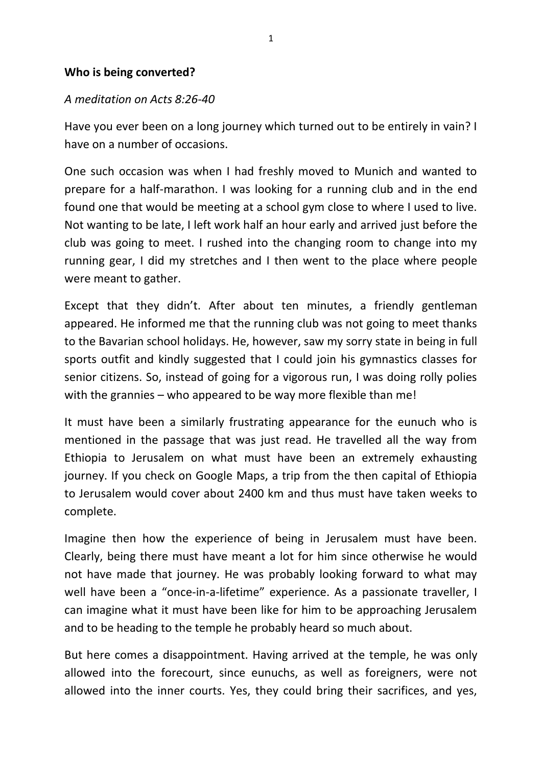**Who is being converted?**

*A meditation on Acts 8:26-40*

Have you ever been on a long journey which turned out to be entirely in vain? I have on a number of occasions.

One such occasion was when I had freshly moved to Munich and wanted to prepare for a half-marathon. I was looking for a running club and in the end found one that would be meeting at a school gym close to where I used to live. Not wanting to be late, I left work half an hour early and arrived just before the club was going to meet. I rushed into the changing room to change into my running gear, I did my stretches and I then went to the place where people were meant to gather.

Except that they didn't. After about ten minutes, a friendly gentleman appeared. He informed me that the running club was not going to meet thanks to the Bavarian school holidays. He, however, saw my sorry state in being in full sports outfit and kindly suggested that I could join his gymnastics classes for senior citizens. So, instead of going for a vigorous run, I was doing rolly polies with the grannies – who appeared to be way more flexible than me!

It must have been a similarly frustrating appearance for the eunuch who is mentioned in the passage that was just read. He travelled all the way from Ethiopia to Jerusalem on what must have been an extremely exhausting journey. If you check on Google Maps, a trip from the then capital of Ethiopia to Jerusalem would cover about 2400 km and thus must have taken weeks to complete.

Imagine then how the experience of being in Jerusalem must have been. Clearly, being there must have meant a lot for him since otherwise he would not have made that journey. He was probably looking forward to what may well have been a "once-in-a-lifetime" experience. As a passionate traveller, I can imagine what it must have been like for him to be approaching Jerusalem and to be heading to the temple he probably heard so much about.

But here comes a disappointment. Having arrived at the temple, he was only allowed into the forecourt, since eunuchs, as well as foreigners, were not allowed into the inner courts. Yes, they could bring their sacrifices, and yes,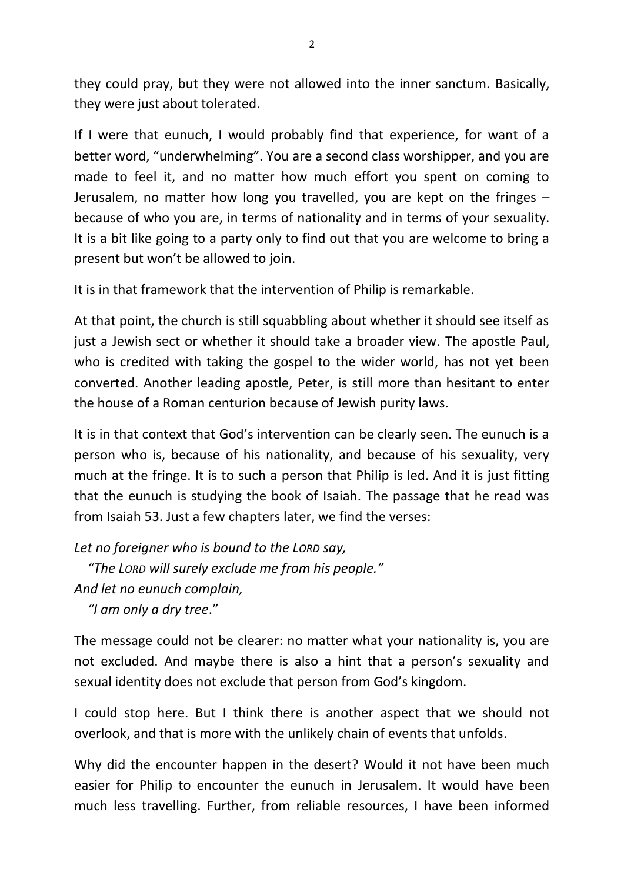they could pray, but they were not allowed into the inner sanctum. Basically, they were just about tolerated.

If I were that eunuch, I would probably find that experience, for want of a better word, "underwhelming". You are a second class worshipper, and you are made to feel it, and no matter how much effort you spent on coming to Jerusalem, no matter how long you travelled, you are kept on the fringes – because of who you are, in terms of nationality and in terms of your sexuality. It is a bit like going to a party only to find out that you are welcome to bring a present but won't be allowed to join.

It is in that framework that the intervention of Philip is remarkable.

At that point, the church is still squabbling about whether it should see itself as just a Jewish sect or whether it should take a broader view. The apostle Paul, who is credited with taking the gospel to the wider world, has not yet been converted. Another leading apostle, Peter, is still more than hesitant to enter the house of a Roman centurion because of Jewish purity laws.

It is in that context that God's intervention can be clearly seen. The eunuch is a person who is, because of his nationality, and because of his sexuality, very much at the fringe. It is to such a person that Philip is led. And it is just fitting that the eunuch is studying the book of Isaiah. The passage that he read was from Isaiah 53. Just a few chapters later, we find the verses:

*Let no foreigner who is bound to the LORD say,*
*"The LORD will surely exclude me from his people."*
*And let no eunuch complain,*
*"I am only a dry tree*."

The message could not be clearer: no matter what your nationality is, you are not excluded. And maybe there is also a hint that a person's sexuality and sexual identity does not exclude that person from God's kingdom.

I could stop here. But I think there is another aspect that we should not overlook, and that is more with the unlikely chain of events that unfolds.

Why did the encounter happen in the desert? Would it not have been much easier for Philip to encounter the eunuch in Jerusalem. It would have been much less travelling. Further, from reliable resources, I have been informed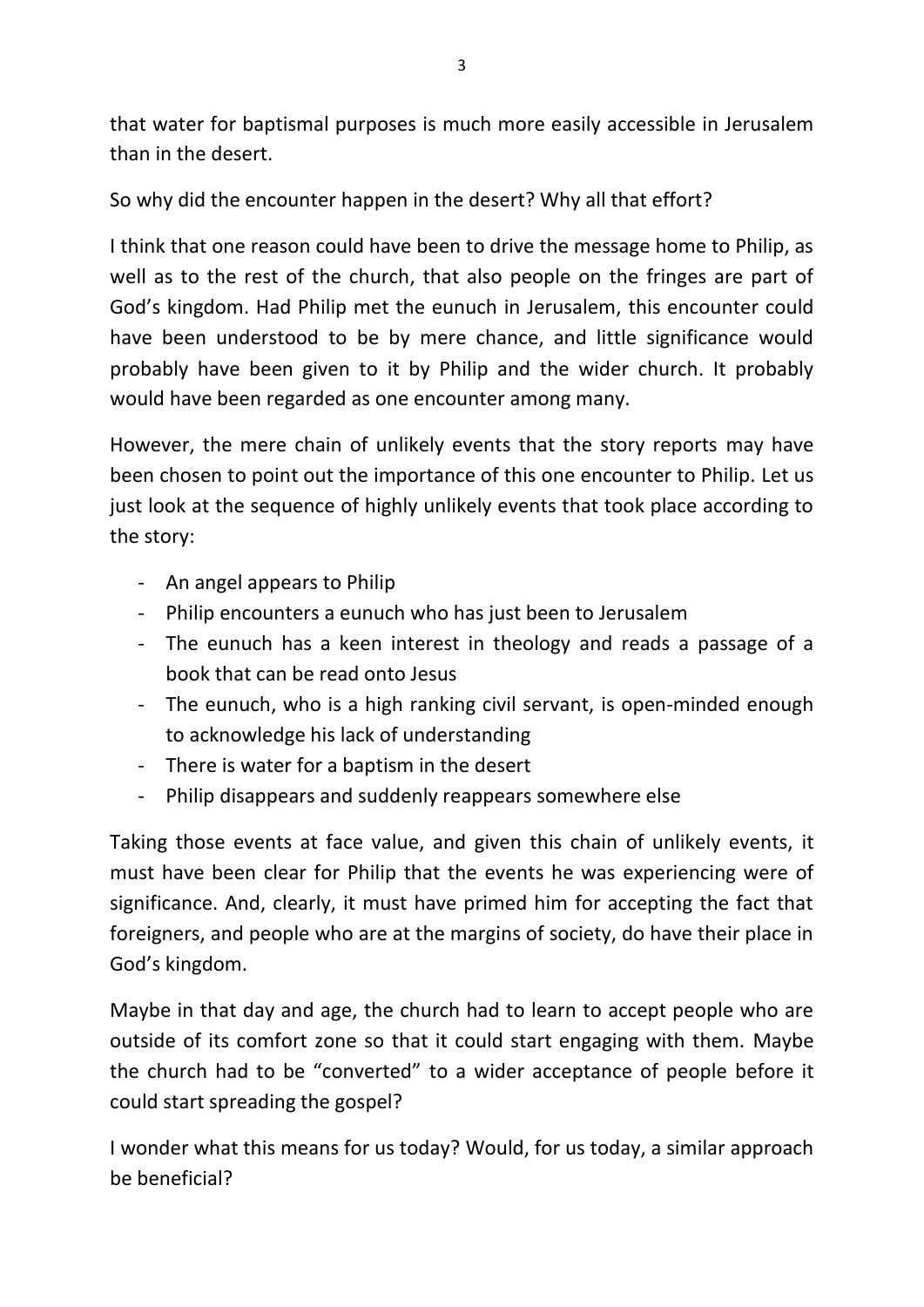that water for baptismal purposes is much more easily accessible in Jerusalem than in the desert.

So why did the encounter happen in the desert? Why all that effort?

I think that one reason could have been to drive the message home to Philip, as well as to the rest of the church, that also people on the fringes are part of God's kingdom. Had Philip met the eunuch in Jerusalem, this encounter could have been understood to be by mere chance, and little significance would probably have been given to it by Philip and the wider church. It probably would have been regarded as one encounter among many.

However, the mere chain of unlikely events that the story reports may have been chosen to point out the importance of this one encounter to Philip. Let us just look at the sequence of highly unlikely events that took place according to the story:

- An angel appears to Philip
- Philip encounters a eunuch who has just been to Jerusalem
- The eunuch has a keen interest in theology and reads a passage of a book that can be read onto Jesus
- The eunuch, who is a high ranking civil servant, is open-minded enough to acknowledge his lack of understanding
- There is water for a baptism in the desert
- Philip disappears and suddenly reappears somewhere else

Taking those events at face value, and given this chain of unlikely events, it must have been clear for Philip that the events he was experiencing were of significance. And, clearly, it must have primed him for accepting the fact that foreigners, and people who are at the margins of society, do have their place in God's kingdom.

Maybe in that day and age, the church had to learn to accept people who are outside of its comfort zone so that it could start engaging with them. Maybe the church had to be "converted" to a wider acceptance of people before it could start spreading the gospel?

I wonder what this means for us today? Would, for us today, a similar approach be beneficial?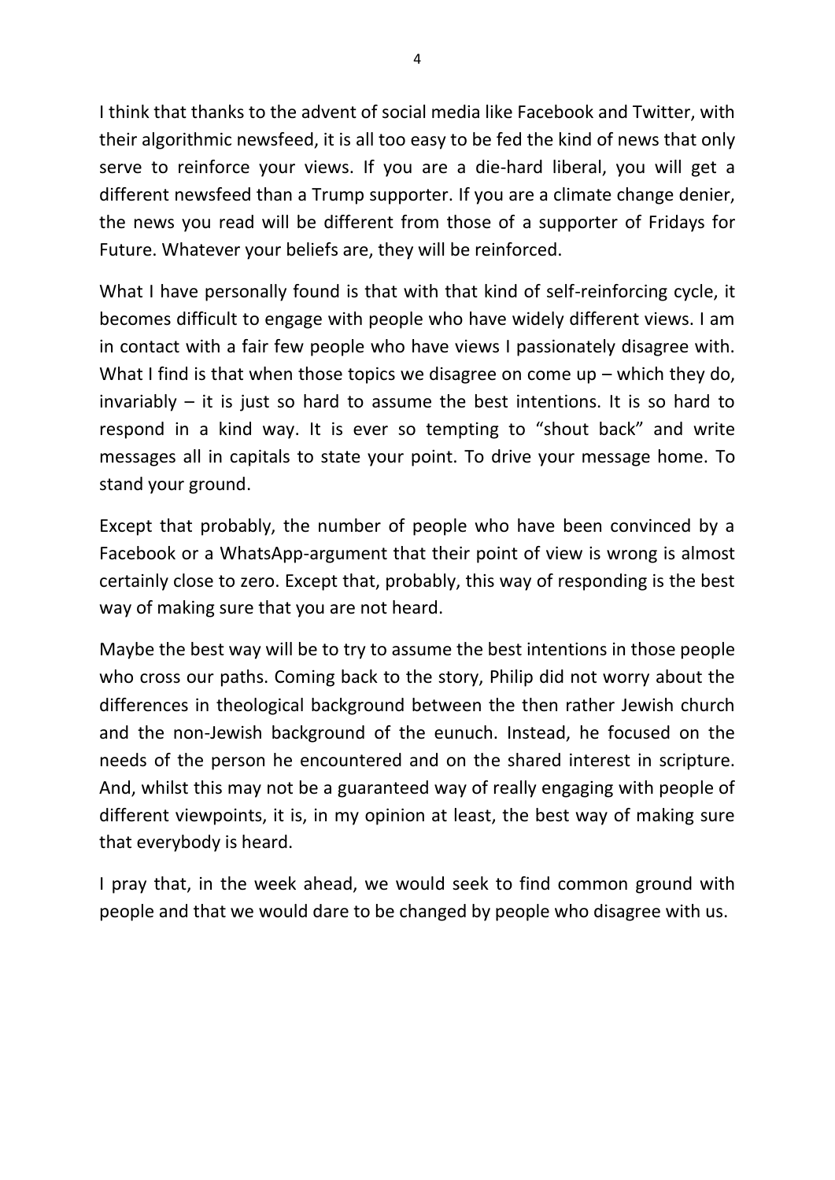I think that thanks to the advent of social media like Facebook and Twitter, with their algorithmic newsfeed, it is all too easy to be fed the kind of news that only serve to reinforce your views. If you are a die-hard liberal, you will get a different newsfeed than a Trump supporter. If you are a climate change denier, the news you read will be different from those of a supporter of Fridays for Future. Whatever your beliefs are, they will be reinforced.

What I have personally found is that with that kind of self-reinforcing cycle, it becomes difficult to engage with people who have widely different views. I am in contact with a fair few people who have views I passionately disagree with. What I find is that when those topics we disagree on come up – which they do, invariably – it is just so hard to assume the best intentions. It is so hard to respond in a kind way. It is ever so tempting to "shout back" and write messages all in capitals to state your point. To drive your message home. To stand your ground.

Except that probably, the number of people who have been convinced by a Facebook or a WhatsApp-argument that their point of view is wrong is almost certainly close to zero. Except that, probably, this way of responding is the best way of making sure that you are not heard.

Maybe the best way will be to try to assume the best intentions in those people who cross our paths. Coming back to the story, Philip did not worry about the differences in theological background between the then rather Jewish church and the non-Jewish background of the eunuch. Instead, he focused on the needs of the person he encountered and on the shared interest in scripture. And, whilst this may not be a guaranteed way of really engaging with people of different viewpoints, it is, in my opinion at least, the best way of making sure that everybody is heard.

I pray that, in the week ahead, we would seek to find common ground with people and that we would dare to be changed by people who disagree with us.